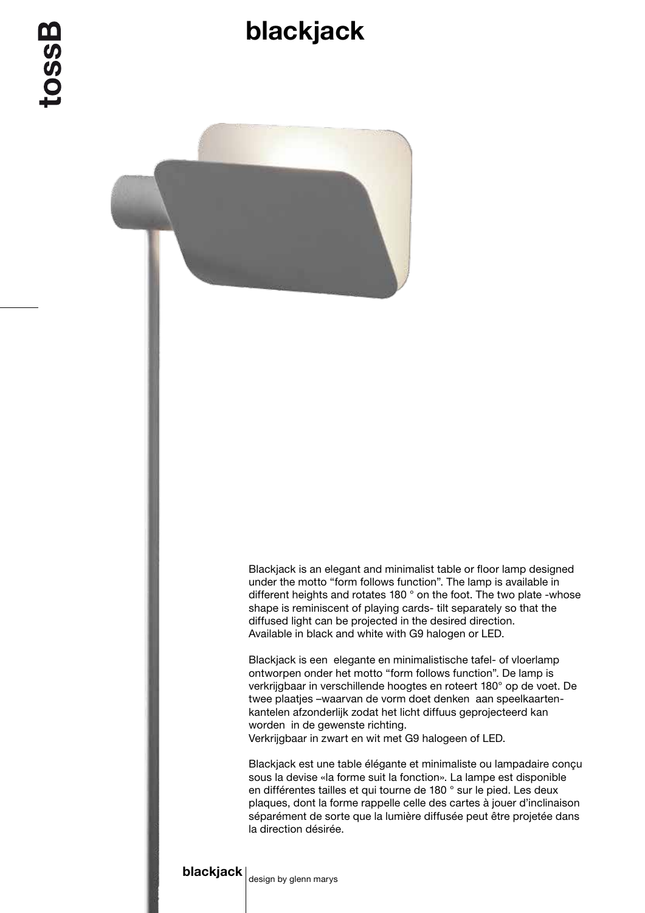# blackjack

Blackjack is an elegant and minimalist table or floor lamp designed under the motto “form follows function”. The lamp is available in different heights and rotates 180 ° on the foot. The two plate -whose shape is reminiscent of playing cards- tilt separately so that the diffused light can be projected in the desired direction.
Available in black and white with G9 halogen or LED.

Blackjack is een elegante en minimalistische tafel- of vloerlamp ontworpen onder het motto “form follows function”. De lamp is verkrijgbaar in verschillende hoogtes en roteert 180° op de voet. De twee plaatjes –waarvan de vorm doet denken aan speelkaarten-kantelen afzonderlijk zodat het licht diffuus geprojecteerd kan worden in de gewenste richting.
Verkrijgbaar in zwart en wit met G9 halogeen of LED.

Blackjack est une table élégante et minimaliste ou lampadaire conçu sous la devise «la forme suit la fonction». La lampe est disponible en différentes tailles et qui tourne de 180 ° sur le pied. Les deux plaques, dont la forme rappelle celle des cartes à jouer d’inclinaison séparément de sorte que la lumière diffusée peut être projetée dans la direction désirée.

**blackjack** | design by glenn marys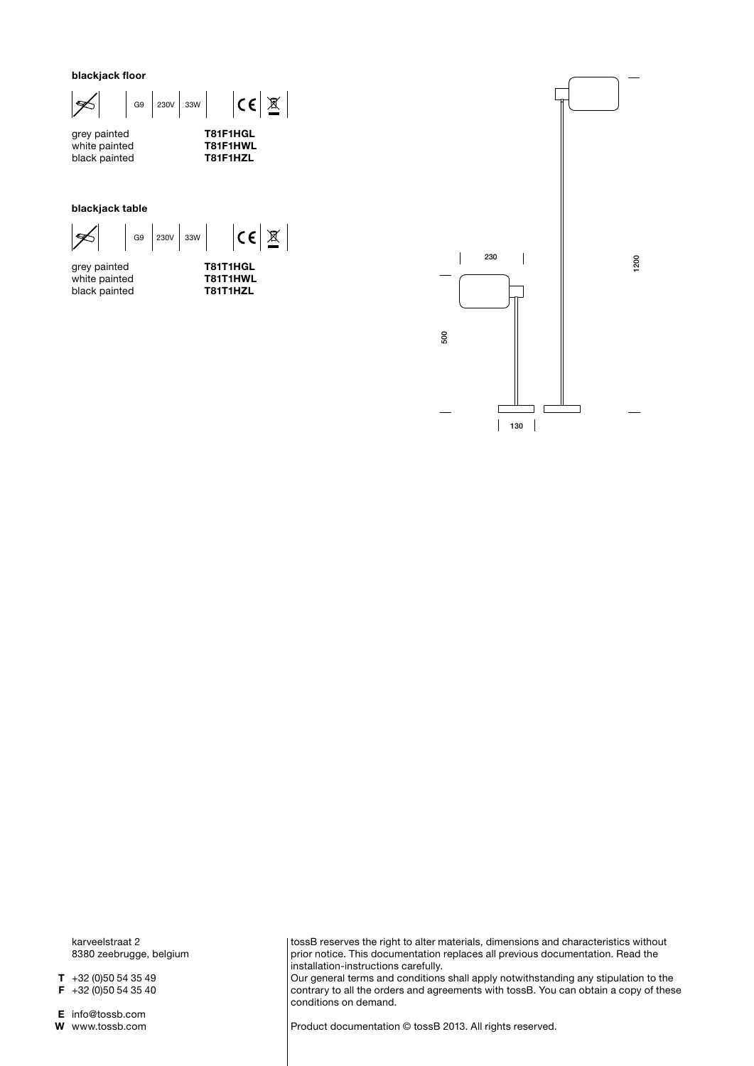**blackjack floor**

G9 | 230V | 33W

| | |
|---|---|
| grey painted | **T81F1HGL** |
| white painted | **T81F1HWL** |
| black painted | **T81F1HZL** |

**blackjack table**

G9 | 230V | 33W

| | |
|---|---|
| grey painted | **T81T1HGL** |
| white painted | **T81T1HWL** |
| black painted | **T81T1HZL** |

230

1200

500

130

karveelstraat 2
8380 zeebrugge, belgium

**T** +32 (0)50 54 35 49
**F** +32 (0)50 54 35 40

**E** info@tossb.com
**W** www.tossb.com

tossB reserves the right to alter materials, dimensions and characteristics without prior notice. This documentation replaces all previous documentation. Read the installation-instructions carefully.
Our general terms and conditions shall apply notwithstanding any stipulation to the contrary to all the orders and agreements with tossB. You can obtain a copy of these conditions on demand.

Product documentation © tossB 2013. All rights reserved.